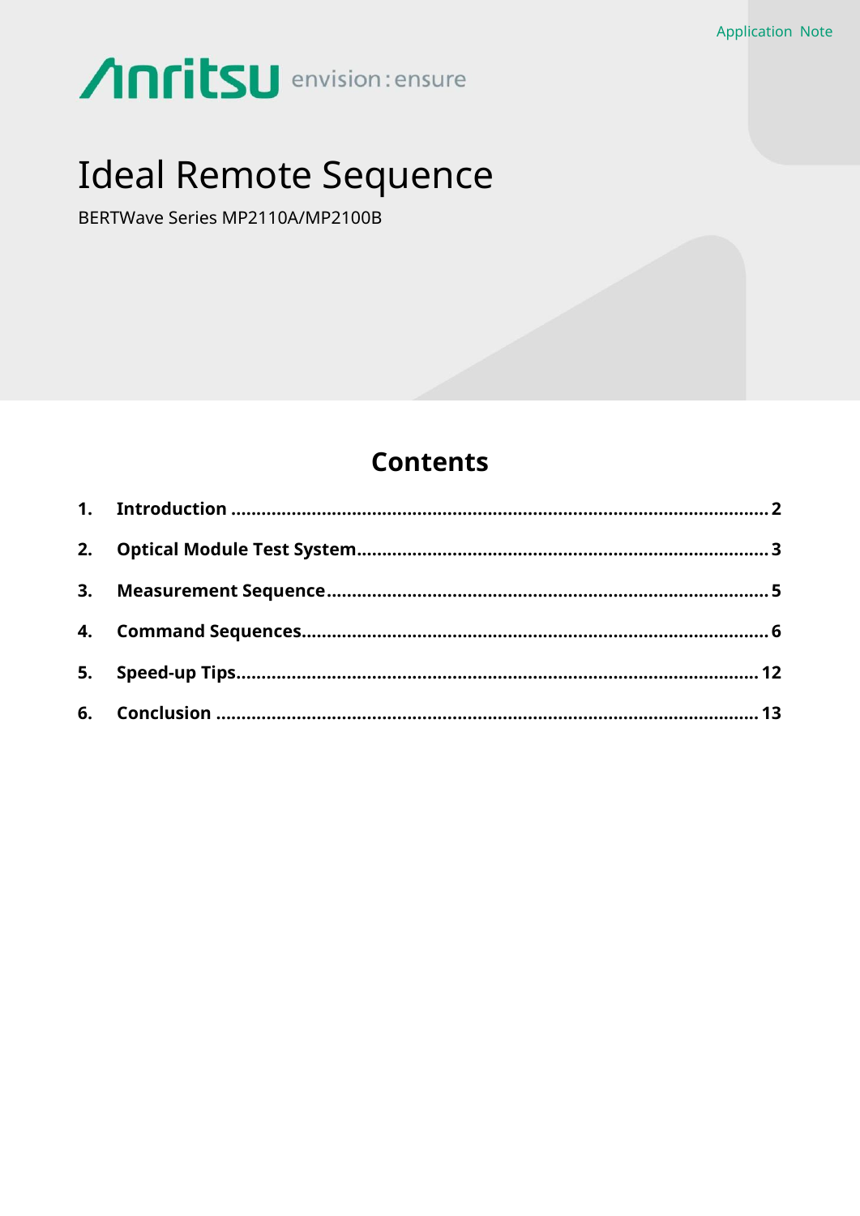Application Note

Anritsu envision : ensure

# Ideal Remote Sequence

BERTWave Series MP2110A/MP2100B

## Contents

1. **Introduction** .......... 2
2. **Optical Module Test System** .......... 3
3. **Measurement Sequence** .......... 5
4. **Command Sequences** .......... 6
5. **Speed-up Tips** .......... 12
6. **Conclusion** .......... 13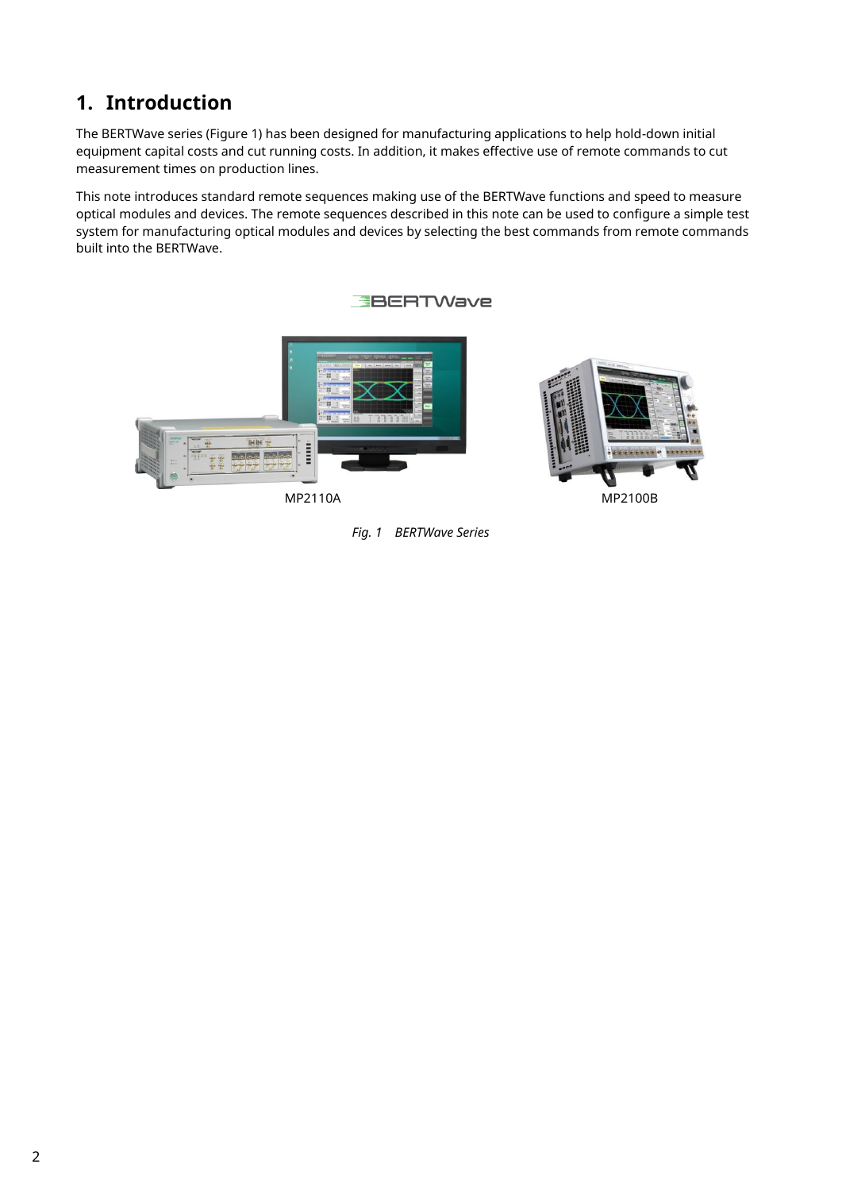# 1. Introduction

The BERTWave series (Figure 1) has been designed for manufacturing applications to help hold-down initial equipment capital costs and cut running costs. In addition, it makes effective use of remote commands to cut measurement times on production lines.

This note introduces standard remote sequences making use of the BERTWave functions and speed to measure optical modules and devices. The remote sequences described in this note can be used to configure a simple test system for manufacturing optical modules and devices by selecting the best commands from remote commands built into the BERTWave.

MP2110A MP2100B

*Fig. 1 BERTWave Series*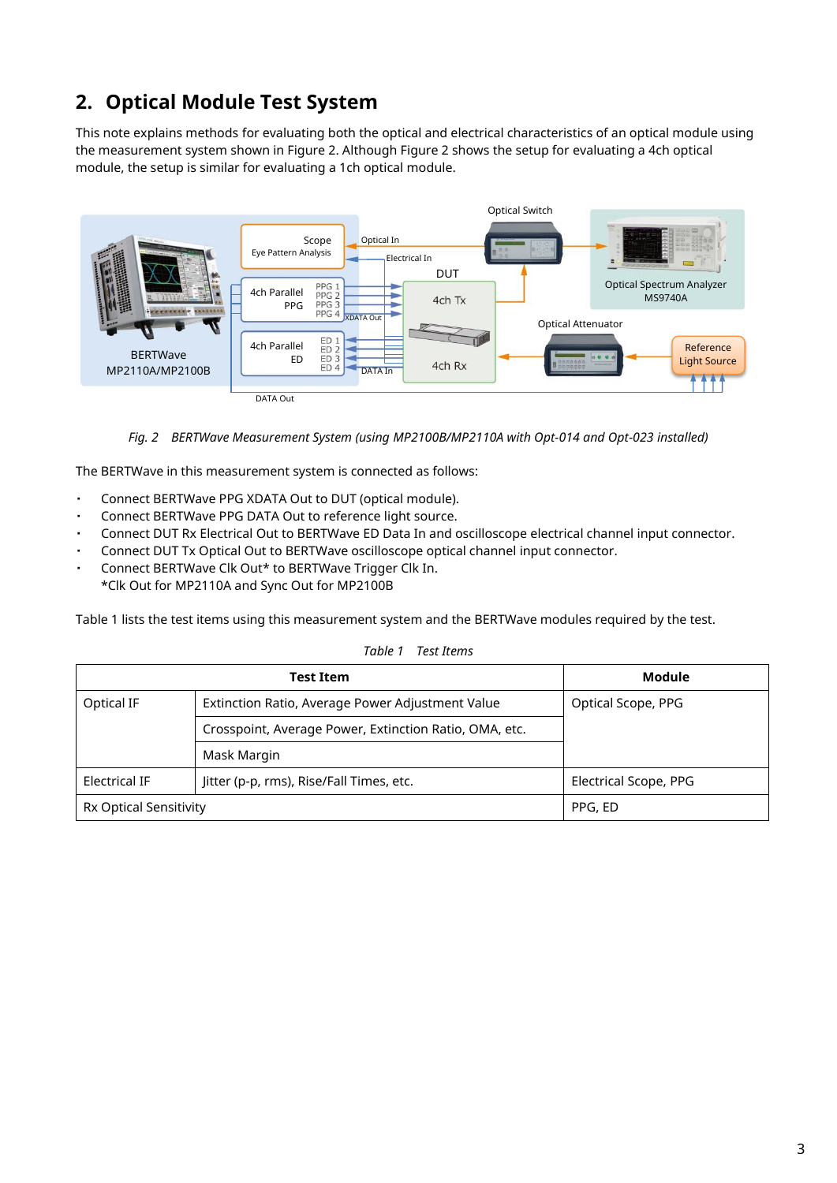## 2. Optical Module Test System

This note explains methods for evaluating both the optical and electrical characteristics of an optical module using the measurement system shown in Figure 2. Although Figure 2 shows the setup for evaluating a 4ch optical module, the setup is similar for evaluating a 1ch optical module.

*Fig. 2 BERTWave Measurement System (using MP2100B/MP2110A with Opt-014 and Opt-023 installed)*

The BERTWave in this measurement system is connected as follows:

- Connect BERTWave PPG XDATA Out to DUT (optical module).
- Connect BERTWave PPG DATA Out to reference light source.
- Connect DUT Rx Electrical Out to BERTWave ED Data In and oscilloscope electrical channel input connector.
- Connect DUT Tx Optical Out to BERTWave oscilloscope optical channel input connector.
- Connect BERTWave Clk Out* to BERTWave Trigger Clk In.
  *Clk Out for MP2110A and Sync Out for MP2100B

Table 1 lists the test items using this measurement system and the BERTWave modules required by the test.

*Table 1 Test Items*

| Test Item | | Module |
|---|---|---|
| Optical IF | Extinction Ratio, Average Power Adjustment Value | Optical Scope, PPG |
| | Crosspoint, Average Power, Extinction Ratio, OMA, etc. | |
| | Mask Margin | |
| Electrical IF | Jitter (p-p, rms), Rise/Fall Times, etc. | Electrical Scope, PPG |
| Rx Optical Sensitivity | | PPG, ED |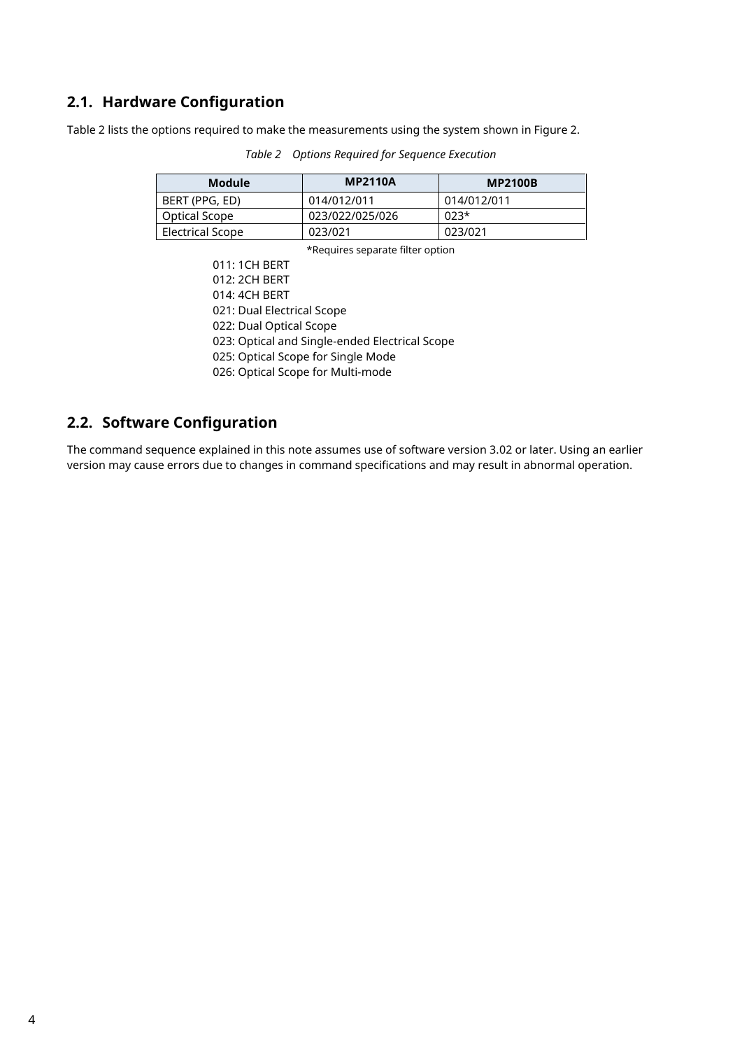## 2.1. Hardware Configuration

Table 2 lists the options required to make the measurements using the system shown in Figure 2.

*Table 2 Options Required for Sequence Execution*

| Module | MP2110A | MP2100B |
|---|---|---|
| BERT (PPG, ED) | 014/012/011 | 014/012/011 |
| Optical Scope | 023/022/025/026 | 023* |
| Electrical Scope | 023/021 | 023/021 |

*Requires separate filter option

011: 1CH BERT  
012: 2CH BERT  
014: 4CH BERT  
021: Dual Electrical Scope  
022: Dual Optical Scope  
023: Optical and Single-ended Electrical Scope  
025: Optical Scope for Single Mode  
026: Optical Scope for Multi-mode

## 2.2. Software Configuration

The command sequence explained in this note assumes use of software version 3.02 or later. Using an earlier version may cause errors due to changes in command specifications and may result in abnormal operation.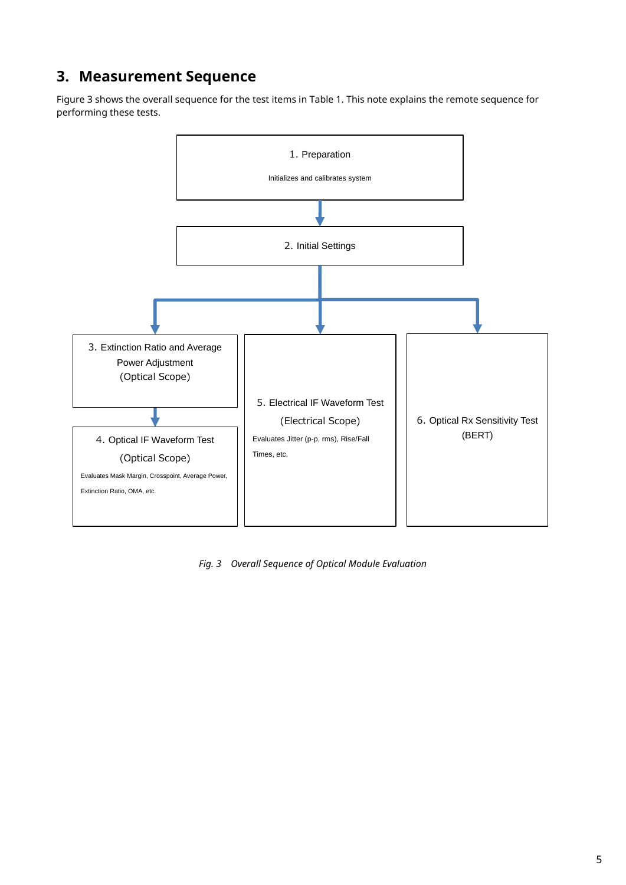## 3. Measurement Sequence

Figure 3 shows the overall sequence for the test items in Table 1. This note explains the remote sequence for performing these tests.

1. Preparation

Initializes and calibrates system

2. Initial Settings

3. Extinction Ratio and Average Power Adjustment (Optical Scope)

4. Optical IF Waveform Test (Optical Scope)

Evaluates Mask Margin, Crosspoint, Average Power, Extinction Ratio, OMA, etc.

5. Electrical IF Waveform Test (Electrical Scope)

Evaluates Jitter (p-p, rms), Rise/Fall Times, etc.

6. Optical Rx Sensitivity Test (BERT)

*Fig. 3 Overall Sequence of Optical Module Evaluation*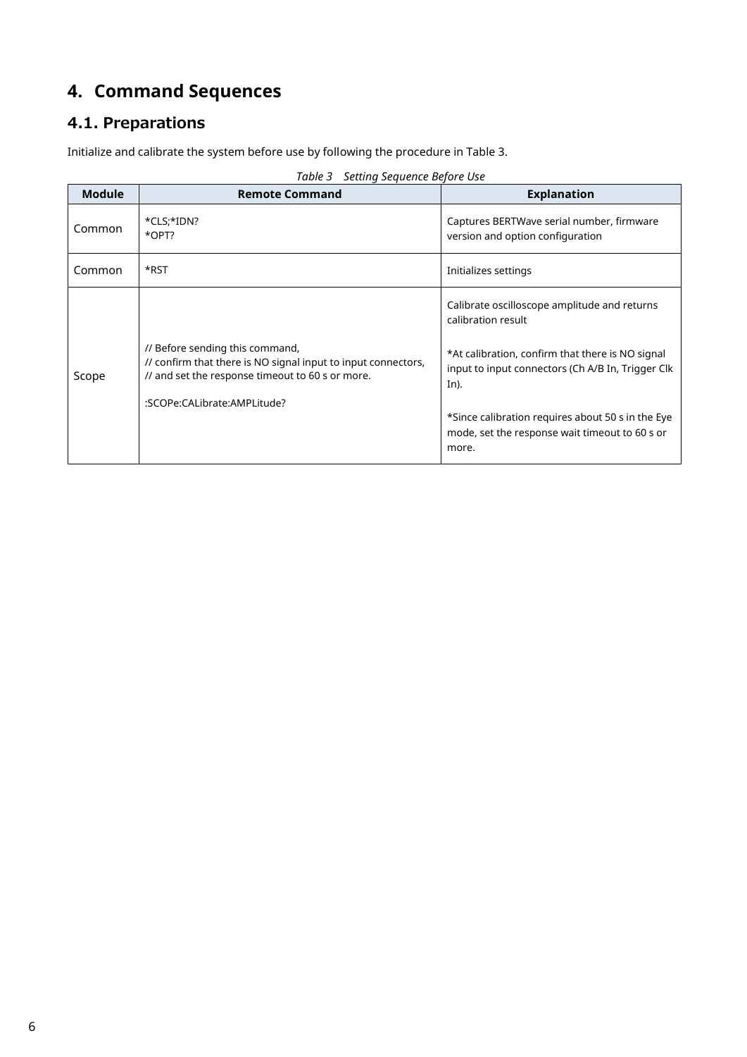# 4. Command Sequences

## 4.1. Preparations

Initialize and calibrate the system before use by following the procedure in Table 3.

*Table 3　Setting Sequence Before Use*

| Module | Remote Command | Explanation |
|---|---|---|
| Common | *CLS;*IDN?<br>*OPT? | Captures BERTWave serial number, firmware version and option configuration |
| Common | *RST | Initializes settings |
| Scope | // Before sending this command,<br>// confirm that there is NO signal input to input connectors,<br>// and set the response timeout to 60 s or more.<br><br>:SCOPe:CALibrate:AMPLitude? | Calibrate oscilloscope amplitude and returns calibration result<br><br>*At calibration, confirm that there is NO signal input to input connectors (Ch A/B In, Trigger Clk In).<br><br>*Since calibration requires about 50 s in the Eye mode, set the response wait timeout to 60 s or more. |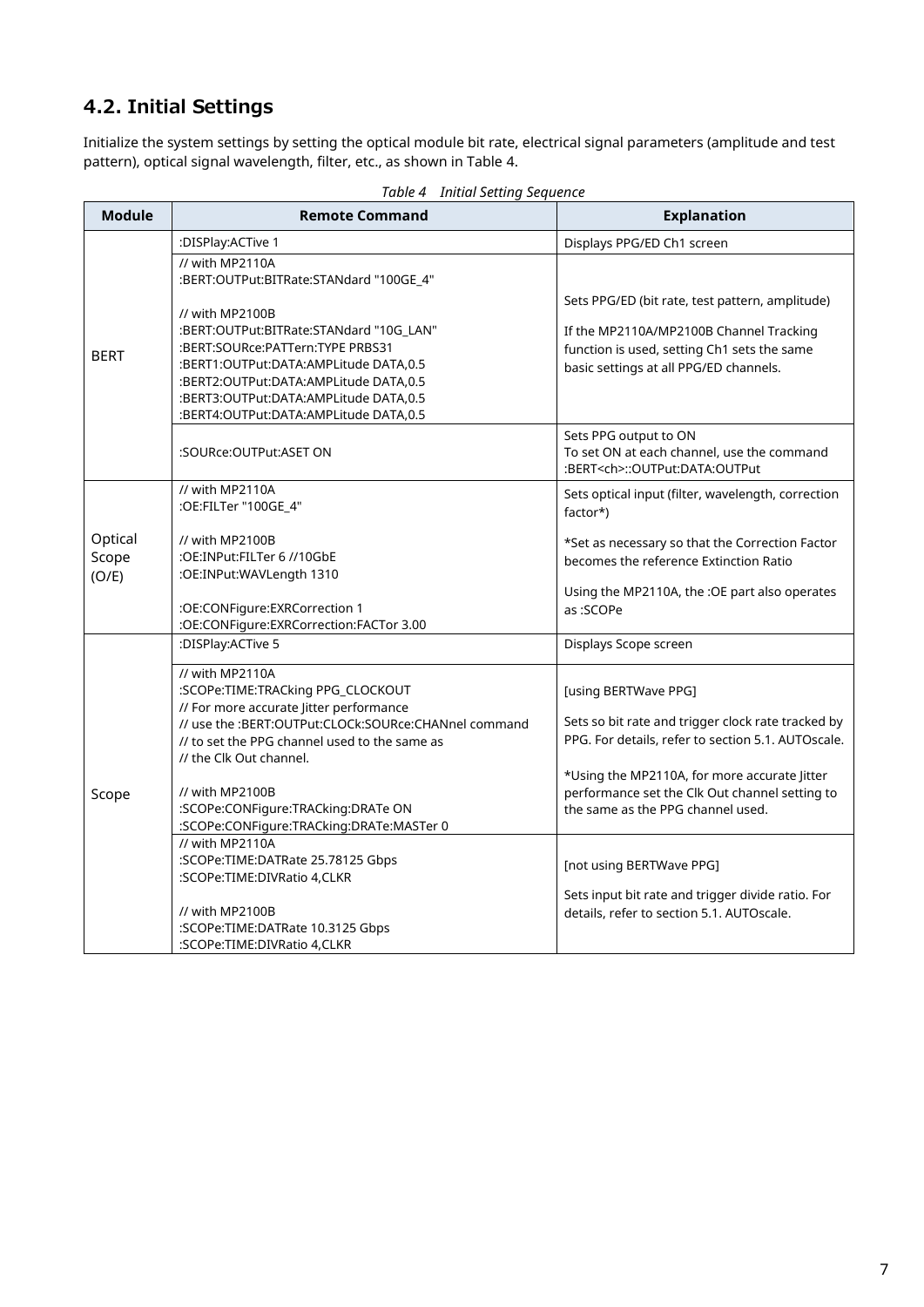## 4.2. Initial Settings

Initialize the system settings by setting the optical module bit rate, electrical signal parameters (amplitude and test pattern), optical signal wavelength, filter, etc., as shown in Table 4.

*Table 4 Initial Setting Sequence*

| Module | Remote Command | Explanation |
|---|---|---|
| BERT | :DISPlay:ACTive 1 | Displays PPG/ED Ch1 screen |
| | // with MP2110A<br>:BERT:OUTPut:BITRate:STANdard "100GE_4"<br><br>// with MP2100B<br>:BERT:OUTPut:BITRate:STANdard "10G_LAN"<br>:BERT:SOURce:PATTern:TYPE PRBS31<br>:BERT1:OUTPut:DATA:AMPLitude DATA,0.5<br>:BERT2:OUTPut:DATA:AMPLitude DATA,0.5<br>:BERT3:OUTPut:DATA:AMPLitude DATA,0.5<br>:BERT4:OUTPut:DATA:AMPLitude DATA,0.5 | Sets PPG/ED (bit rate, test pattern, amplitude)<br><br>If the MP2110A/MP2100B Channel Tracking function is used, setting Ch1 sets the same basic settings at all PPG/ED channels. |
| | :SOURce:OUTPut:ASET ON | Sets PPG output to ON<br>To set ON at each channel, use the command :BERT<ch>::OUTPut:DATA:OUTPut |
| Optical Scope (O/E) | // with MP2110A<br>:OE:FILTer "100GE_4"<br><br>// with MP2100B<br>:OE:INPut:FILTer 6 //10GbE<br>:OE:INPut:WAVLength 1310<br><br>:OE:CONFigure:EXRCorrection 1<br>:OE:CONFigure:EXRCorrection:FACTor 3.00 | Sets optical input (filter, wavelength, correction factor*)<br><br>*Set as necessary so that the Correction Factor becomes the reference Extinction Ratio<br><br>Using the MP2110A, the :OE part also operates as :SCOPe |
| Scope | :DISPlay:ACTive 5 | Displays Scope screen |
| | // with MP2110A<br>:SCOPe:TIME:TRACking PPG_CLOCKOUT<br>// For more accurate Jitter performance<br>// use the :BERT:OUTPut:CLOCk:SOURce:CHANnel command<br>// to set the PPG channel used to the same as<br>// the Clk Out channel.<br><br>// with MP2100B<br>:SCOPe:CONFigure:TRACking:DRATe ON<br>:SCOPe:CONFigure:TRACking:DRATe:MASTer 0 | [using BERTWave PPG]<br><br>Sets so bit rate and trigger clock rate tracked by PPG. For details, refer to section 5.1. AUTOscale.<br><br>*Using the MP2110A, for more accurate Jitter performance set the Clk Out channel setting to the same as the PPG channel used. |
| | // with MP2110A<br>:SCOPe:TIME:DATRate 25.78125 Gbps<br>:SCOPe:TIME:DIVRatio 4,CLKR<br><br>// with MP2100B<br>:SCOPe:TIME:DATRate 10.3125 Gbps<br>:SCOPe:TIME:DIVRatio 4,CLKR | [not using BERTWave PPG]<br><br>Sets input bit rate and trigger divide ratio. For details, refer to section 5.1. AUTOscale. |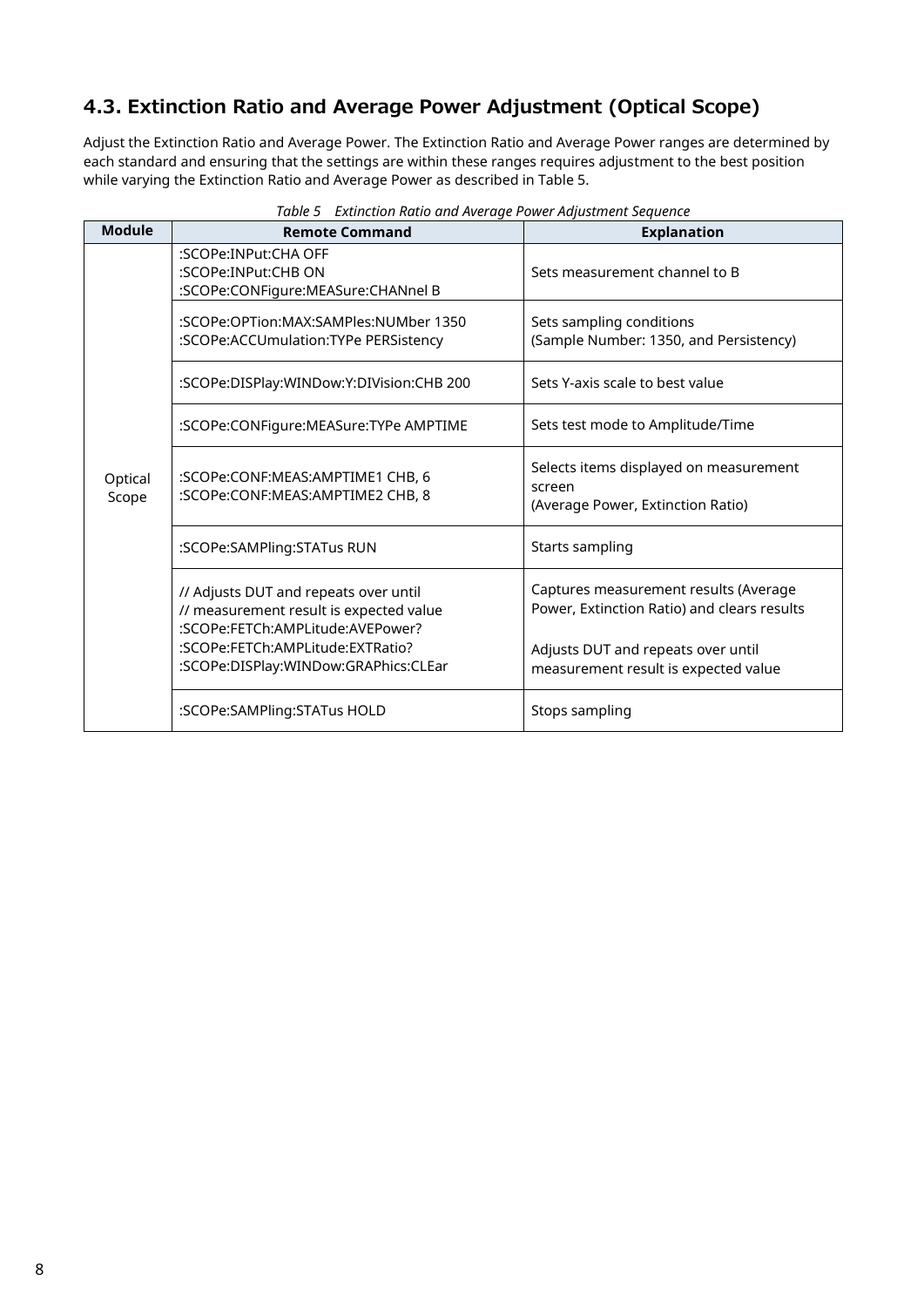## 4.3. Extinction Ratio and Average Power Adjustment (Optical Scope)

Adjust the Extinction Ratio and Average Power. The Extinction Ratio and Average Power ranges are determined by each standard and ensuring that the settings are within these ranges requires adjustment to the best position while varying the Extinction Ratio and Average Power as described in Table 5.

*Table 5 Extinction Ratio and Average Power Adjustment Sequence*

| Module | Remote Command | Explanation |
|---|---|---|
| Optical Scope | :SCOPe:INPut:CHA OFF<br>:SCOPe:INPut:CHB ON<br>:SCOPe:CONFigure:MEASure:CHANnel B | Sets measurement channel to B |
| | :SCOPe:OPTion:MAX:SAMPles:NUMber 1350<br>:SCOPe:ACCUmulation:TYPe PERSistency | Sets sampling conditions<br>(Sample Number: 1350, and Persistency) |
| | :SCOPe:DISPlay:WINDow:Y:DIVision:CHB 200 | Sets Y-axis scale to best value |
| | :SCOPe:CONFigure:MEASure:TYPe AMPTIME | Sets test mode to Amplitude/Time |
| | :SCOPe:CONF:MEAS:AMPTIME1 CHB, 6<br>:SCOPe:CONF:MEAS:AMPTIME2 CHB, 8 | Selects items displayed on measurement screen<br>(Average Power, Extinction Ratio) |
| | :SCOPe:SAMPling:STATus RUN | Starts sampling |
| | // Adjusts DUT and repeats over until<br>// measurement result is expected value<br>:SCOPe:FETCh:AMPLitude:AVEPower?<br>:SCOPe:FETCh:AMPLitude:EXTRatio?<br>:SCOPe:DISPlay:WINDow:GRAPhics:CLEar | Captures measurement results (Average Power, Extinction Ratio) and clears results<br><br>Adjusts DUT and repeats over until measurement result is expected value |
| | :SCOPe:SAMPling:STATus HOLD | Stops sampling |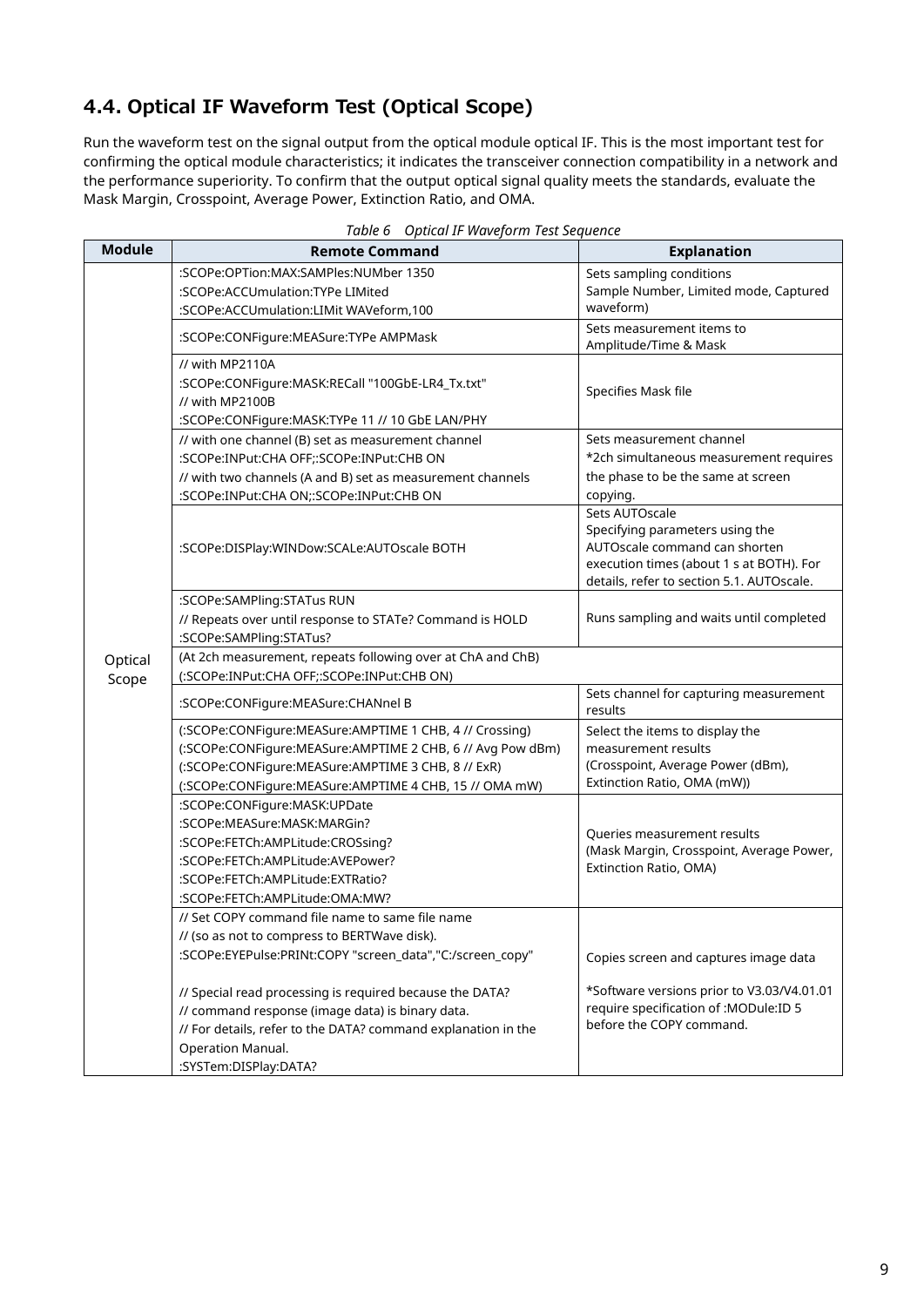## 4.4. Optical IF Waveform Test (Optical Scope)

Run the waveform test on the signal output from the optical module optical IF. This is the most important test for confirming the optical module characteristics; it indicates the transceiver connection compatibility in a network and the performance superiority. To confirm that the output optical signal quality meets the standards, evaluate the Mask Margin, Crosspoint, Average Power, Extinction Ratio, and OMA.

*Table 6 Optical IF Waveform Test Sequence*

| Module | Remote Command | Explanation |
|---|---|---|
| Optical Scope | :SCOPe:OPTion:MAX:SAMPles:NUMber 1350<br>:SCOPe:ACCUmulation:TYPe LIMited<br>:SCOPe:ACCUmulation:LIMit WAVeform,100 | Sets sampling conditions<br>Sample Number, Limited mode, Captured waveform) |
| | :SCOPe:CONFigure:MEASure:TYPe AMPMask | Sets measurement items to Amplitude/Time & Mask |
| | // with MP2110A<br>:SCOPe:CONFigure:MASK:RECall "100GbE-LR4_Tx.txt"<br>// with MP2100B<br>:SCOPe:CONFigure:MASK:TYPe 11 // 10 GbE LAN/PHY | Specifies Mask file |
| | // with one channel (B) set as measurement channel<br>:SCOPe:INPut:CHA OFF;:SCOPe:INPut:CHB ON<br>// with two channels (A and B) set as measurement channels<br>:SCOPe:INPut:CHA ON;:SCOPe:INPut:CHB ON | Sets measurement channel<br>*2ch simultaneous measurement requires the phase to be the same at screen copying. |
| | :SCOPe:DISPlay:WINDow:SCALe:AUTOscale BOTH | Sets AUTOscale<br>Specifying parameters using the AUTOscale command can shorten execution times (about 1 s at BOTH). For details, refer to section 5.1. AUTOscale. |
| | :SCOPe:SAMPling:STATus RUN<br>// Repeats over until response to STATe? Command is HOLD<br>:SCOPe:SAMPling:STATus? | Runs sampling and waits until completed |
| | (At 2ch measurement, repeats following over at ChA and ChB)<br>(:SCOPe:INPut:CHA OFF;:SCOPe:INPut:CHB ON) | |
| | :SCOPe:CONFigure:MEASure:CHANnel B | Sets channel for capturing measurement results |
| | (:SCOPe:CONFigure:MEASure:AMPTIME 1 CHB, 4 // Crossing)<br>(:SCOPe:CONFigure:MEASure:AMPTIME 2 CHB, 6 // Avg Pow dBm)<br>(:SCOPe:CONFigure:MEASure:AMPTIME 3 CHB, 8 // ExR)<br>(:SCOPe:CONFigure:MEASure:AMPTIME 4 CHB, 15 // OMA mW) | Select the items to display the measurement results<br>(Crosspoint, Average Power (dBm), Extinction Ratio, OMA (mW)) |
| | :SCOPe:CONFigure:MASK:UPDate<br>:SCOPe:MEASure:MASK:MARGin?<br>:SCOPe:FETCh:AMPLitude:CROSsing?<br>:SCOPe:FETCh:AMPLitude:AVEPower?<br>:SCOPe:FETCh:AMPLitude:EXTRatio?<br>:SCOPe:FETCh:AMPLitude:OMA:MW? | Queries measurement results<br>(Mask Margin, Crosspoint, Average Power, Extinction Ratio, OMA) |
| | // Set COPY command file name to same file name<br>// (so as not to compress to BERTWave disk).<br>:SCOPe:EYEPulse:PRINt:COPY "screen_data","C:/screen_copy"<br><br>// Special read processing is required because the DATA?<br>// command response (image data) is binary data.<br>// For details, refer to the DATA? command explanation in the Operation Manual.<br>:SYSTem:DISPlay:DATA? | Copies screen and captures image data<br><br>*Software versions prior to V3.03/V4.01.01 require specification of :MODule:ID 5 before the COPY command. |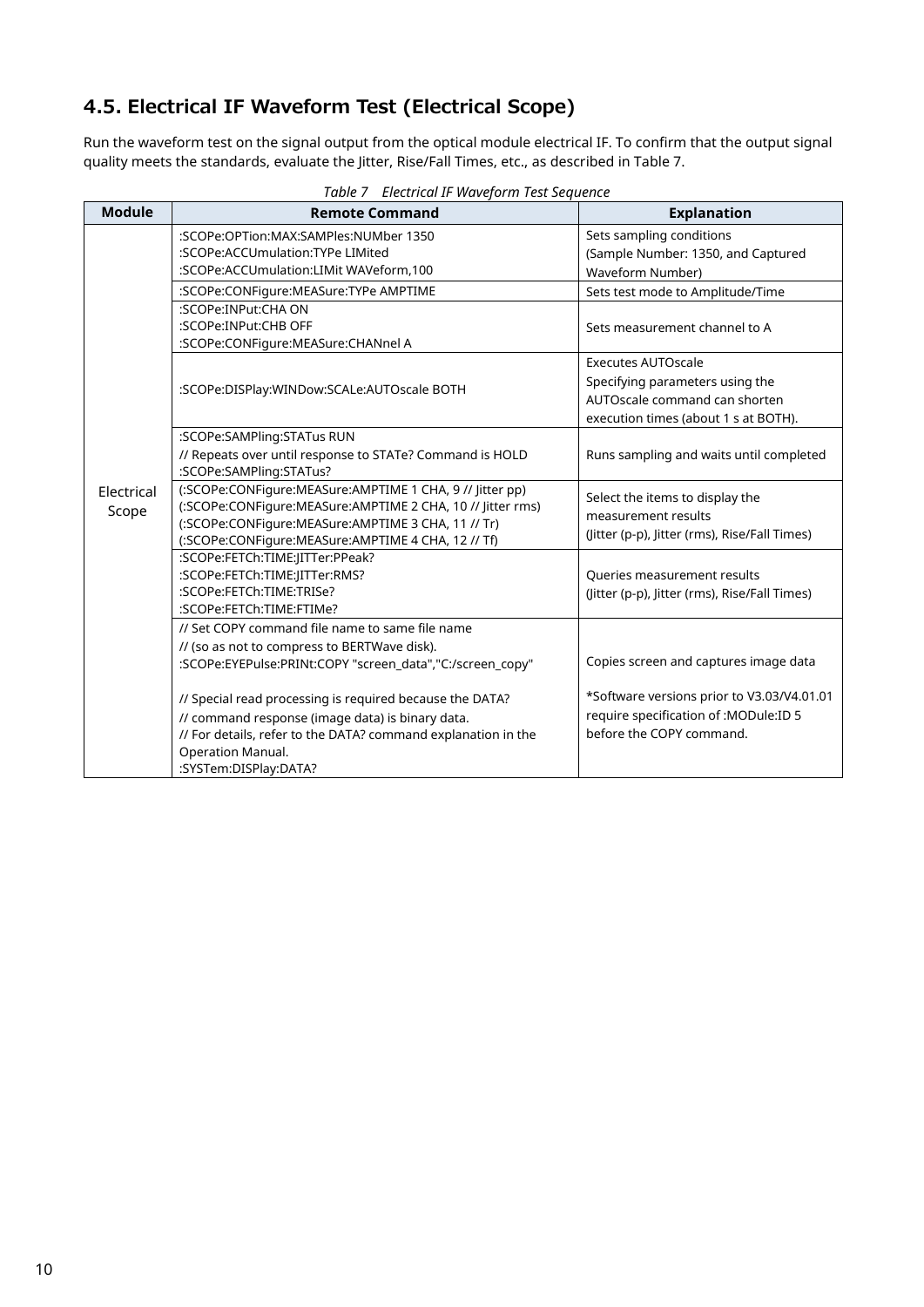## 4.5. Electrical IF Waveform Test (Electrical Scope)

Run the waveform test on the signal output from the optical module electrical IF. To confirm that the output signal quality meets the standards, evaluate the Jitter, Rise/Fall Times, etc., as described in Table 7.

*Table 7 Electrical IF Waveform Test Sequence*

| Module | Remote Command | Explanation |
|---|---|---|
| Electrical Scope | :SCOPe:OPTion:MAX:SAMPles:NUMber 1350<br>:SCOPe:ACCUmulation:TYPe LIMited<br>:SCOPe:ACCUmulation:LIMit WAVeform,100 | Sets sampling conditions<br>(Sample Number: 1350, and Captured Waveform Number) |
| | :SCOPe:CONFigure:MEASure:TYPe AMPTIME | Sets test mode to Amplitude/Time |
| | :SCOPe:INPut:CHA ON<br>:SCOPe:INPut:CHB OFF<br>:SCOPe:CONFigure:MEASure:CHANnel A | Sets measurement channel to A |
| | :SCOPe:DISPlay:WINDow:SCALe:AUTOscale BOTH | Executes AUTOscale<br>Specifying parameters using the AUTOscale command can shorten execution times (about 1 s at BOTH). |
| | :SCOPe:SAMPling:STATus RUN<br>// Repeats over until response to STATe? Command is HOLD<br>:SCOPe:SAMPling:STATus? | Runs sampling and waits until completed |
| | (:SCOPe:CONFigure:MEASure:AMPTIME 1 CHA, 9 // Jitter pp)<br>(:SCOPe:CONFigure:MEASure:AMPTIME 2 CHA, 10 // Jitter rms)<br>(:SCOPe:CONFigure:MEASure:AMPTIME 3 CHA, 11 // Tr)<br>(:SCOPe:CONFigure:MEASure:AMPTIME 4 CHA, 12 // Tf) | Select the items to display the measurement results<br>(Jitter (p-p), Jitter (rms), Rise/Fall Times) |
| | :SCOPe:FETCh:TIME:JITTer:PPeak?<br>:SCOPe:FETCh:TIME:JITTer:RMS?<br>:SCOPe:FETCh:TIME:TRISe?<br>:SCOPe:FETCh:TIME:FTIMe? | Queries measurement results<br>(Jitter (p-p), Jitter (rms), Rise/Fall Times) |
| | // Set COPY command file name to same file name<br>// (so as not to compress to BERTWave disk).<br>:SCOPe:EYEPulse:PRINt:COPY "screen_data","C:/screen_copy"<br><br>// Special read processing is required because the DATA?<br>// command response (image data) is binary data.<br>// For details, refer to the DATA? command explanation in the Operation Manual.<br>:SYSTem:DISPlay:DATA? | Copies screen and captures image data<br><br>*Software versions prior to V3.03/V4.01.01 require specification of :MODule:ID 5 before the COPY command. |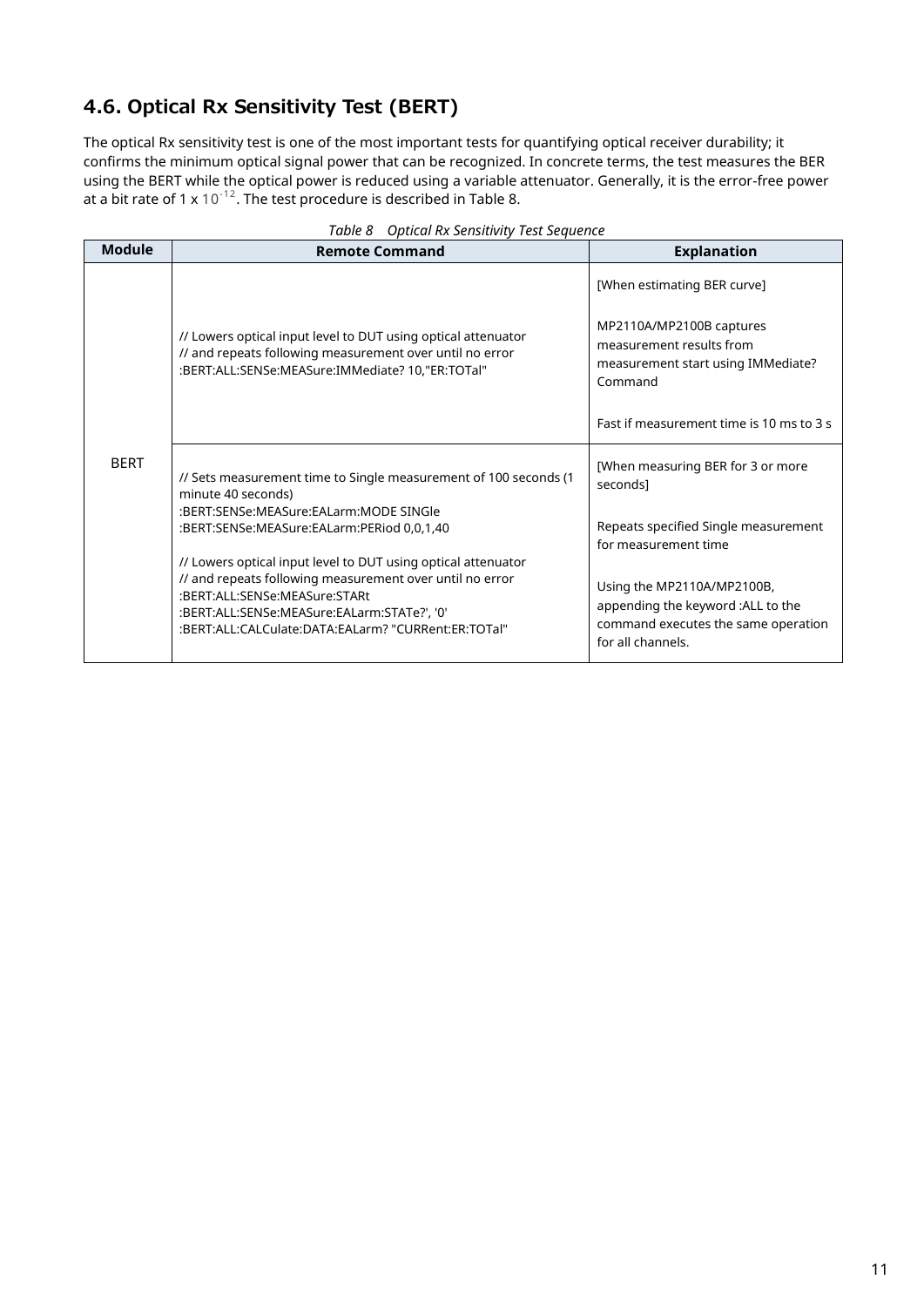## 4.6. Optical Rx Sensitivity Test (BERT)

The optical Rx sensitivity test is one of the most important tests for quantifying optical receiver durability; it confirms the minimum optical signal power that can be recognized. In concrete terms, the test measures the BER using the BERT while the optical power is reduced using a variable attenuator. Generally, it is the error-free power at a bit rate of 1 x $10^{-12}$. The test procedure is described in Table 8.

*Table 8 Optical Rx Sensitivity Test Sequence*

| Module | Remote Command | Explanation |
|---|---|---|
| BERT | // Lowers optical input level to DUT using optical attenuator<br>// and repeats following measurement over until no error<br>:BERT:ALL:SENSe:MEASure:IMMediate? 10,"ER:TOTal" | [When estimating BER curve]<br><br>MP2110A/MP2100B captures measurement results from measurement start using IMMediate? Command<br><br>Fast if measurement time is 10 ms to 3 s |
| | // Sets measurement time to Single measurement of 100 seconds (1 minute 40 seconds)<br>:BERT:SENSe:MEASure:EALarm:MODE SINGle<br>:BERT:SENSe:MEASure:EALarm:PERiod 0,0,1,40<br><br>// Lowers optical input level to DUT using optical attenuator<br>// and repeats following measurement over until no error<br>:BERT:ALL:SENSe:MEASure:STARt<br>:BERT:ALL:SENSe:MEASure:EALarm:STATe?', '0'<br>:BERT:ALL:CALCulate:DATA:EALarm? "CURRent:ER:TOTal" | [When measuring BER for 3 or more seconds]<br><br>Repeats specified Single measurement for measurement time<br><br>Using the MP2110A/MP2100B, appending the keyword :ALL to the command executes the same operation for all channels. |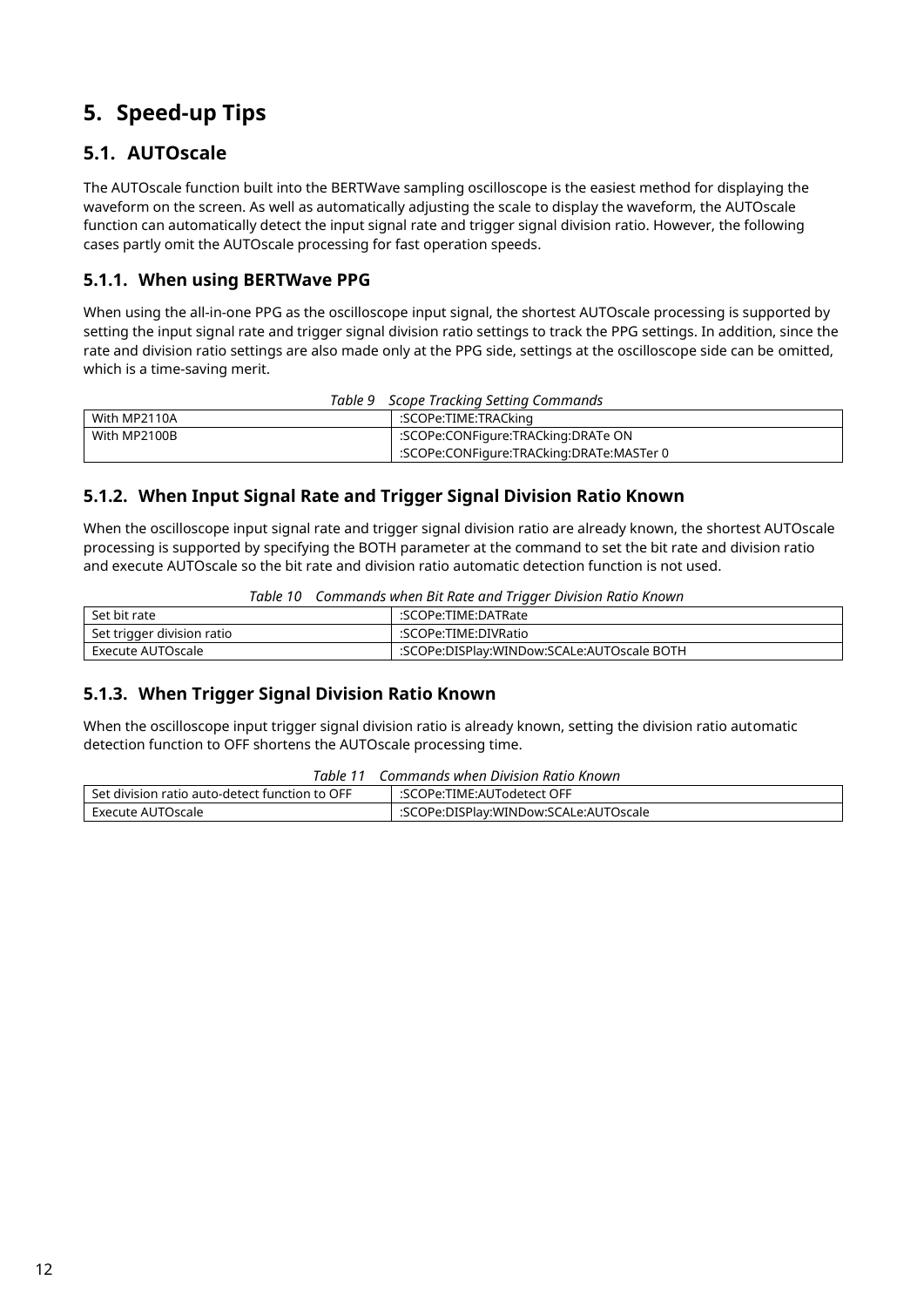# 5. Speed-up Tips

## 5.1. AUTOscale

The AUTOscale function built into the BERTWave sampling oscilloscope is the easiest method for displaying the waveform on the screen. As well as automatically adjusting the scale to display the waveform, the AUTOscale function can automatically detect the input signal rate and trigger signal division ratio. However, the following cases partly omit the AUTOscale processing for fast operation speeds.

### 5.1.1. When using BERTWave PPG

When using the all-in-one PPG as the oscilloscope input signal, the shortest AUTOscale processing is supported by setting the input signal rate and trigger signal division ratio settings to track the PPG settings. In addition, since the rate and division ratio settings are also made only at the PPG side, settings at the oscilloscope side can be omitted, which is a time-saving merit.

*Table 9 Scope Tracking Setting Commands*

| | |
|---|---|
| With MP2110A | :SCOPe:TIME:TRACking |
| With MP2100B | :SCOPe:CONFigure:TRACking:DRATe ON<br>:SCOPe:CONFigure:TRACking:DRATe:MASTer 0 |

### 5.1.2. When Input Signal Rate and Trigger Signal Division Ratio Known

When the oscilloscope input signal rate and trigger signal division ratio are already known, the shortest AUTOscale processing is supported by specifying the BOTH parameter at the command to set the bit rate and division ratio and execute AUTOscale so the bit rate and division ratio automatic detection function is not used.

*Table 10 Commands when Bit Rate and Trigger Division Ratio Known*

| | |
|---|---|
| Set bit rate | :SCOPe:TIME:DATRate |
| Set trigger division ratio | :SCOPe:TIME:DIVRatio |
| Execute AUTOscale | :SCOPe:DISPlay:WINDow:SCALe:AUTOscale BOTH |

### 5.1.3. When Trigger Signal Division Ratio Known

When the oscilloscope input trigger signal division ratio is already known, setting the division ratio automatic detection function to OFF shortens the AUTOscale processing time.

*Table 11 Commands when Division Ratio Known*

| | |
|---|---|
| Set division ratio auto-detect function to OFF | :SCOPe:TIME:AUTodetect OFF |
| Execute AUTOscale | :SCOPe:DISPlay:WINDow:SCALe:AUTOscale |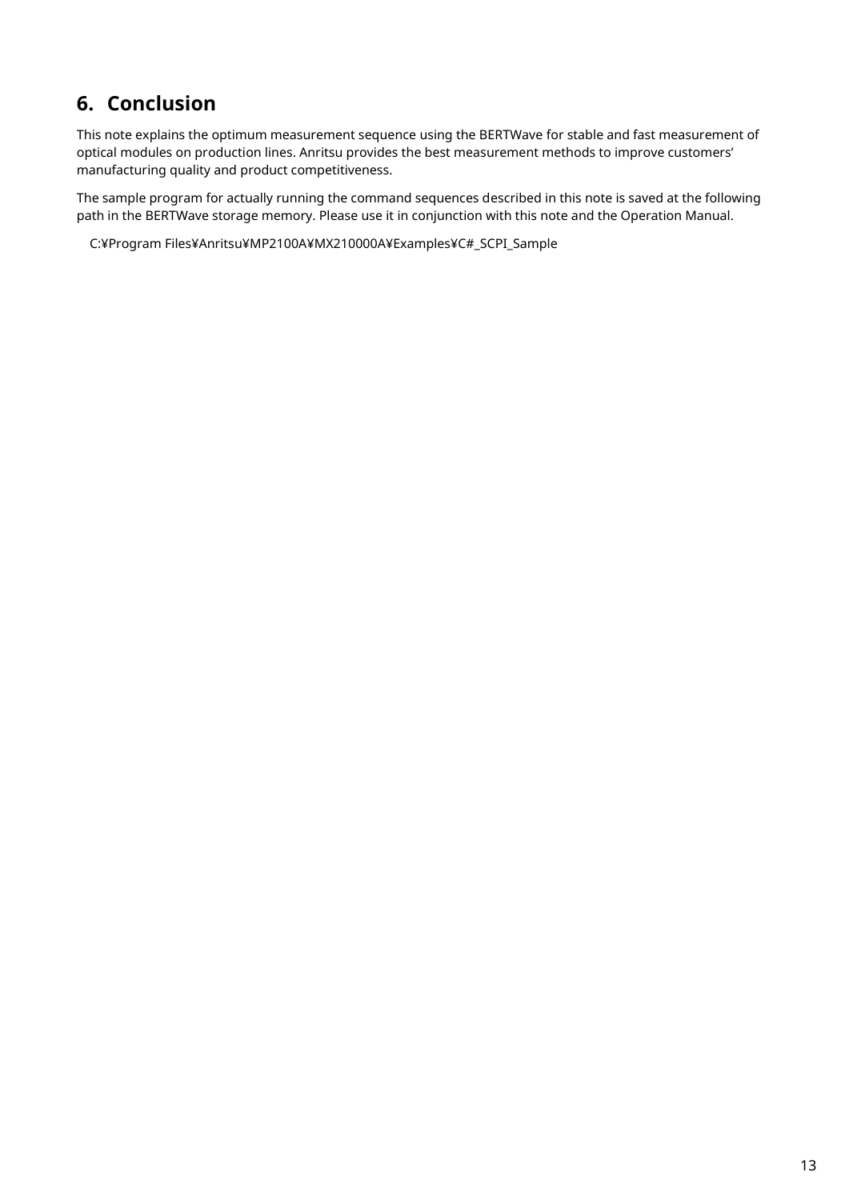## 6. Conclusion

This note explains the optimum measurement sequence using the BERTWave for stable and fast measurement of optical modules on production lines. Anritsu provides the best measurement methods to improve customers' manufacturing quality and product competitiveness.

The sample program for actually running the command sequences described in this note is saved at the following path in the BERTWave storage memory. Please use it in conjunction with this note and the Operation Manual.

C:¥Program Files¥Anritsu¥MP2100A¥MX210000A¥Examples¥C#_SCPI_Sample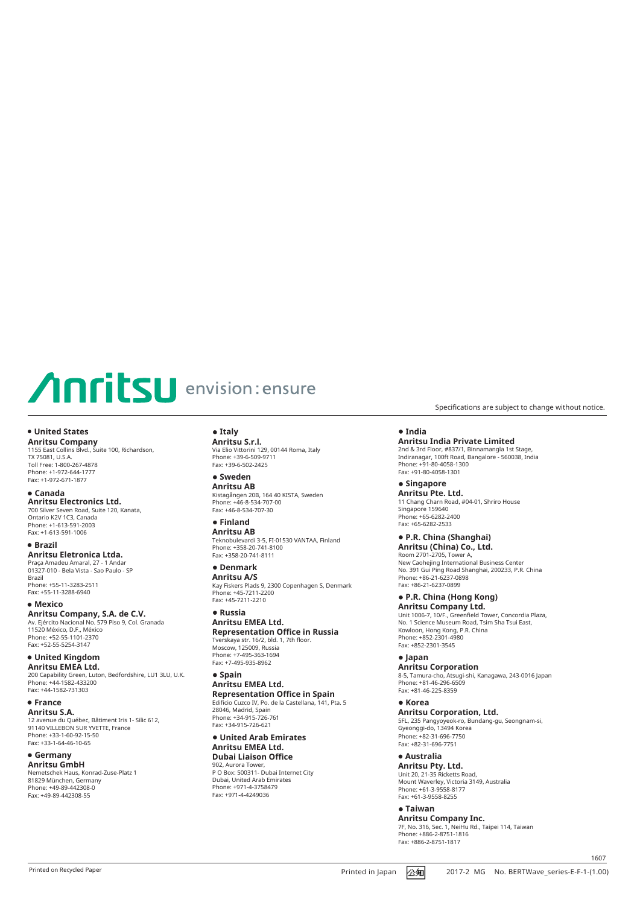Anritsu envision : ensure

Specifications are subject to change without notice.

- **United States**

**Anritsu Company**
1155 East Collins Blvd., Suite 100, Richardson, TX 75081, U.S.A.
Toll Free: 1-800-267-4878
Phone: +1-972-644-1777
Fax: +1-972-671-1877

- **Canada**

**Anritsu Electronics Ltd.**
700 Silver Seven Road, Suite 120, Kanata, Ontario K2V 1C3, Canada
Phone: +1-613-591-2003
Fax: +1-613-591-1006

- **Brazil**

**Anritsu Eletronica Ltda.**
Praça Amadeu Amaral, 27 - 1 Andar
01327-010 - Bela Vista - Sao Paulo - SP
Brazil
Phone: +55-11-3283-2511
Fax: +55-11-3288-6940

- **Mexico**

**Anritsu Company, S.A. de C.V.**
Av. Ejército Nacional No. 579 Piso 9, Col. Granada
11520 México, D.F., México
Phone: +52-55-1101-2370
Fax: +52-55-5254-3147

- **United Kingdom**

**Anritsu EMEA Ltd.**
200 Capability Green, Luton, Bedfordshire, LU1 3LU, U.K.
Phone: +44-1582-433200
Fax: +44-1582-731303

- **France**

**Anritsu S.A.**
12 avenue du Québec, Bâtiment Iris 1- Silic 612, 91140 VILLEBON SUR YVETTE, France
Phone: +33-1-60-92-15-50
Fax: +33-1-64-46-10-65

- **Germany**

**Anritsu GmbH**
Nemetschek Haus, Konrad-Zuse-Platz 1
81829 München, Germany
Phone: +49-89-442308-0
Fax: +49-89-442308-55

- **Italy**

**Anritsu S.r.l.**
Via Elio Vittorini 129, 00144 Roma, Italy
Phone: +39-6-509-9711
Fax: +39-6-502-2425

- **Sweden**

**Anritsu AB**
Kistagången 20B, 164 40 KISTA, Sweden
Phone: +46-8-534-707-00
Fax: +46-8-534-707-30

- **Finland**

**Anritsu AB**
Teknobulevardi 3-5, FI-01530 VANTAA, Finland
Phone: +358-20-741-8100
Fax: +358-20-741-8111

- **Denmark**

**Anritsu A/S**
Kay Fiskers Plads 9, 2300 Copenhagen S, Denmark
Phone: +45-7211-2200
Fax: +45-7211-2210

- **Russia**

**Anritsu EMEA Ltd.**
**Representation Office in Russia**
Tverskaya str. 16/2, bld. 1, 7th floor.
Moscow, 125009, Russia
Phone: +7-495-363-1694
Fax: +7-495-935-8962

- **Spain**

**Anritsu EMEA Ltd.**
**Representation Office in Spain**
Edificio Cuzco IV, Po. de la Castellana, 141, Pta. 5
28046, Madrid, Spain
Phone: +34-915-726-761
Fax: +34-915-726-621

- **United Arab Emirates**

**Anritsu EMEA Ltd.**
**Dubai Liaison Office**
902, Aurora Tower,
P O Box: 500311- Dubai Internet City
Dubai, United Arab Emirates
Phone: +971-4-3758479
Fax: +971-4-4249036

- **India**

**Anritsu India Private Limited**
2nd & 3rd Floor, #837/1, Binnamangla 1st Stage, Indiranagar, 100ft Road, Bangalore - 560038, India
Phone: +91-80-4058-1300
Fax: +91-80-4058-1301

- **Singapore**

**Anritsu Pte. Ltd.**
11 Chang Charn Road, #04-01, Shriro House
Singapore 159640
Phone: +65-6282-2400
Fax: +65-6282-2533

- **P.R. China (Shanghai)**

**Anritsu (China) Co., Ltd.**
Room 2701-2705, Tower A,
New Caohejing International Business Center
No. 391 Gui Ping Road Shanghai, 200233, P.R. China
Phone: +86-21-6237-0898
Fax: +86-21-6237-0899

- **P.R. China (Hong Kong)**

**Anritsu Company Ltd.**
Unit 1006-7, 10/F., Greenfield Tower, Concordia Plaza, No. 1 Science Museum Road, Tsim Sha Tsui East, Kowloon, Hong Kong, P.R. China
Phone: +852-2301-4980
Fax: +852-2301-3545

- **Japan**

**Anritsu Corporation**
8-5, Tamura-cho, Atsugi-shi, Kanagawa, 243-0016 Japan
Phone: +81-46-296-6509
Fax: +81-46-225-8359

- **Korea**

**Anritsu Corporation, Ltd.**
5FL, 235 Pangyoyeok-ro, Bundang-gu, Seongnam-si, Gyeonggi-do, 13494 Korea
Phone: +82-31-696-7750
Fax: +82-31-696-7751

- **Australia**

**Anritsu Pty. Ltd.**
Unit 20, 21-35 Ricketts Road,
Mount Waverley, Victoria 3149, Australia
Phone: +61-3-9558-8177
Fax: +61-3-9558-8255

- **Taiwan**

**Anritsu Company Inc.**
7F, No. 316, Sec. 1, NeiHu Rd., Taipei 114, Taiwan
Phone: +886-2-8751-1816
Fax: +886-2-8751-1817

1607

Printed on Recycled Paper

Printed in Japan 公知 2017-2 MG No. BERTWave_series-E-F-1-(1.00)